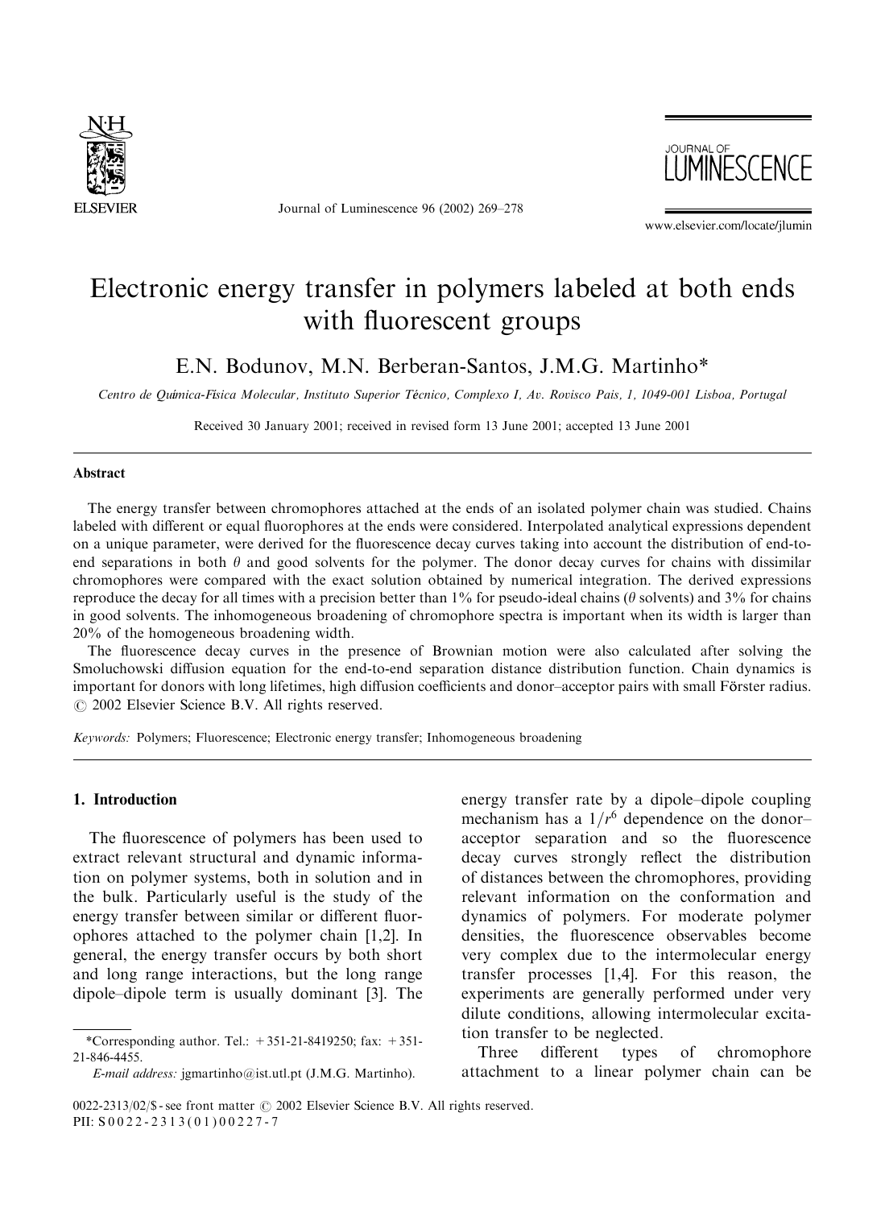# Electronic energy transfer in polymers labeled at both ends with fluorescent groups

E.N. Bodunov, M.N. Berberan-Santos, J.M.G. Martinho*

*Centro de Química-Física Molecular, Instituto Superior Técnico, Complexo I, Av. Rovisco Pais, 1, 1049-001 Lisboa, Portugal*

Received 30 January 2001; received in revised form 13 June 2001; accepted 13 June 2001

## Abstract

The energy transfer between chromophores attached at the ends of an isolated polymer chain was studied. Chains labeled with different or equal fluorophores at the ends were considered. Interpolated analytical expressions dependent on a unique parameter, were derived for the fluorescence decay curves taking into account the distribution of end-to-end separations in both $\theta$ and good solvents for the polymer. The donor decay curves for chains with dissimilar chromophores were compared with the exact solution obtained by numerical integration. The derived expressions reproduce the decay for all times with a precision better than 1% for pseudo-ideal chains ($\theta$ solvents) and 3% for chains in good solvents. The inhomogeneous broadening of chromophore spectra is important when its width is larger than 20% of the homogeneous broadening width.

The fluorescence decay curves in the presence of Brownian motion were also calculated after solving the Smoluchowski diffusion equation for the end-to-end separation distance distribution function. Chain dynamics is important for donors with long lifetimes, high diffusion coefficients and donor–acceptor pairs with small Förster radius. © 2002 Elsevier Science B.V. All rights reserved.

*Keywords:* Polymers; Fluorescence; Electronic energy transfer; Inhomogeneous broadening

## 1. Introduction

The fluorescence of polymers has been used to extract relevant structural and dynamic information on polymer systems, both in solution and in the bulk. Particularly useful is the study of the energy transfer between similar or different fluorophores attached to the polymer chain [1,2]. In general, the energy transfer occurs by both short and long range interactions, but the long range dipole–dipole term is usually dominant [3]. The energy transfer rate by a dipole–dipole coupling mechanism has a $1/r^6$ dependence on the donor–acceptor separation and so the fluorescence decay curves strongly reflect the distribution of distances between the chromophores, providing relevant information on the conformation and dynamics of polymers. For moderate polymer densities, the fluorescence observables become very complex due to the intermolecular energy transfer processes [1,4]. For this reason, the experiments are generally performed under very dilute conditions, allowing intermolecular excitation transfer to be neglected.

Three different types of chromophore attachment to a linear polymer chain can be

*Corresponding author. Tel.: +351-21-8419250; fax: +351-21-846-4455.

*E-mail address:* jgmartinho@ist.utl.pt (J.M.G. Martinho).

0022-2313/02/$ - see front matter © 2002 Elsevier Science B.V. All rights reserved.
PII: S0022-2313(01)00227-7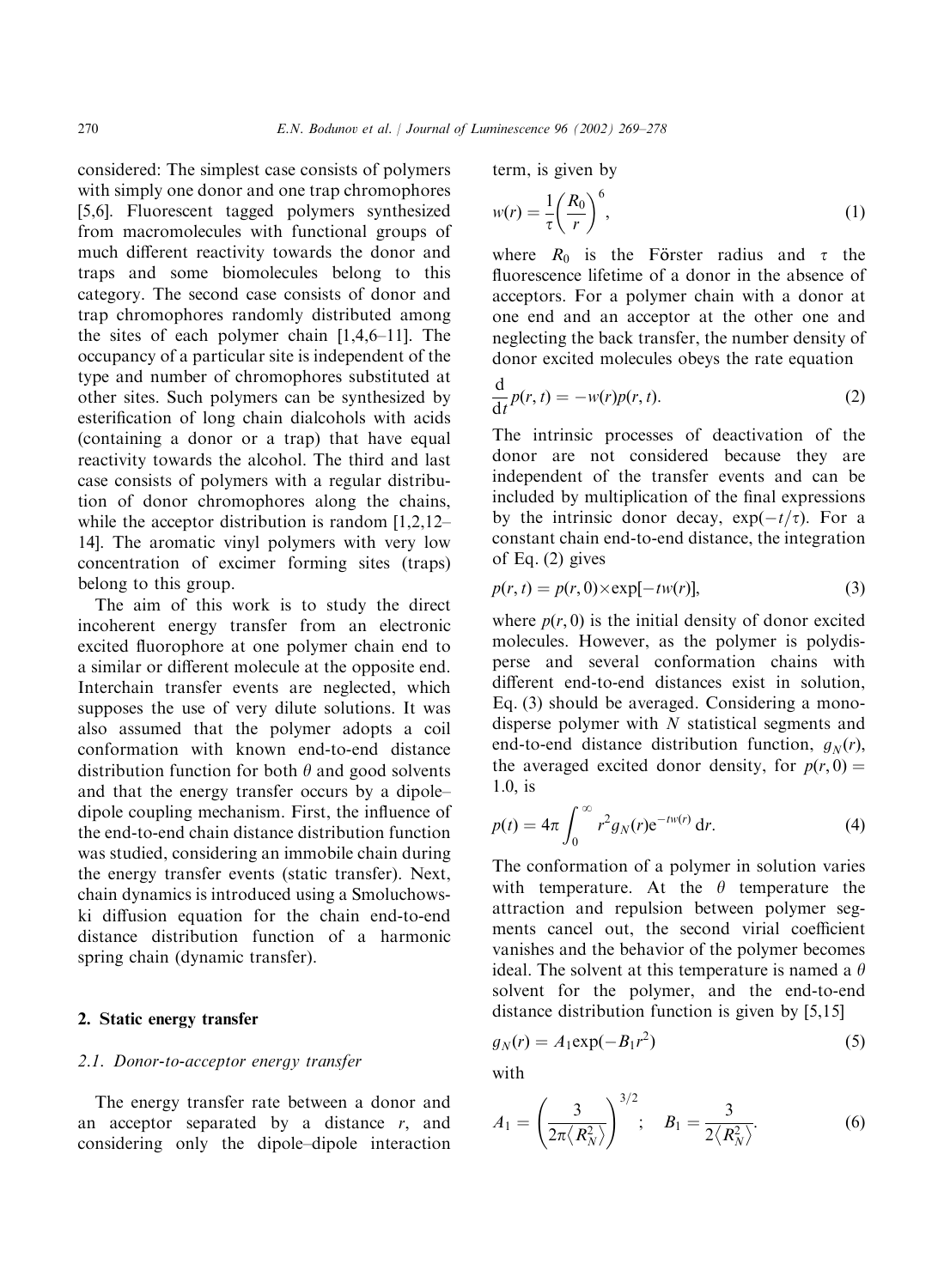considered: The simplest case consists of polymers with simply one donor and one trap chromophores [5,6]. Fluorescent tagged polymers synthesized from macromolecules with functional groups of much different reactivity towards the donor and traps and some biomolecules belong to this category. The second case consists of donor and trap chromophores randomly distributed among the sites of each polymer chain [1,4,6–11]. The occupancy of a particular site is independent of the type and number of chromophores substituted at other sites. Such polymers can be synthesized by esterification of long chain dialcohols with acids (containing a donor or a trap) that have equal reactivity towards the alcohol. The third and last case consists of polymers with a regular distribution of donor chromophores along the chains, while the acceptor distribution is random [1,2,12–14]. The aromatic vinyl polymers with very low concentration of excimer forming sites (traps) belong to this group.

The aim of this work is to study the direct incoherent energy transfer from an electronic excited fluorophore at one polymer chain end to a similar or different molecule at the opposite end. Interchain transfer events are neglected, which supposes the use of very dilute solutions. It was also assumed that the polymer adopts a coil conformation with known end-to-end distance distribution function for both $\theta$ and good solvents and that the energy transfer occurs by a dipole–dipole coupling mechanism. First, the influence of the end-to-end chain distance distribution function was studied, considering an immobile chain during the energy transfer events (static transfer). Next, chain dynamics is introduced using a Smoluchowski diffusion equation for the chain end-to-end distance distribution function of a harmonic spring chain (dynamic transfer).

## 2. Static energy transfer

### 2.1. Donor-to-acceptor energy transfer

The energy transfer rate between a donor and an acceptor separated by a distance $r$, and considering only the dipole–dipole interaction term, is given by

$$w(r) = \frac{1}{\tau}\left(\frac{R_0}{r}\right)^6, \tag{1}$$

where $R_0$ is the Förster radius and $\tau$ the fluorescence lifetime of a donor in the absence of acceptors. For a polymer chain with a donor at one end and an acceptor at the other one and neglecting the back transfer, the number density of donor excited molecules obeys the rate equation

$$\frac{\mathrm{d}}{\mathrm{d}t}p(r,t) = -w(r)p(r,t). \tag{2}$$

The intrinsic processes of deactivation of the donor are not considered because they are independent of the transfer events and can be included by multiplication of the final expressions by the intrinsic donor decay, $\exp(-t/\tau)$. For a constant chain end-to-end distance, the integration of Eq. (2) gives

$$p(r,t) = p(r,0)\times\exp[-tw(r)], \tag{3}$$

where $p(r,0)$ is the initial density of donor excited molecules. However, as the polymer is polydisperse and several conformation chains with different end-to-end distances exist in solution, Eq. (3) should be averaged. Considering a monodisperse polymer with $N$ statistical segments and end-to-end distance distribution function, $g_N(r)$, the averaged excited donor density, for $p(r,0) = 1.0$, is

$$p(t) = 4\pi\int_0^\infty r^2 g_N(r)\mathrm{e}^{-tw(r)}\,\mathrm{d}r. \tag{4}$$

The conformation of a polymer in solution varies with temperature. At the $\theta$ temperature the attraction and repulsion between polymer segments cancel out, the second virial coefficient vanishes and the behavior of the polymer becomes ideal. The solvent at this temperature is named a $\theta$ solvent for the polymer, and the end-to-end distance distribution function is given by [5,15]

$$g_N(r) = A_1\exp(-B_1 r^2) \tag{5}$$

with

$$A_1 = \left(\frac{3}{2\pi\langle R_N^2\rangle}\right)^{3/2}; \quad B_1 = \frac{3}{2\langle R_N^2\rangle}. \tag{6}$$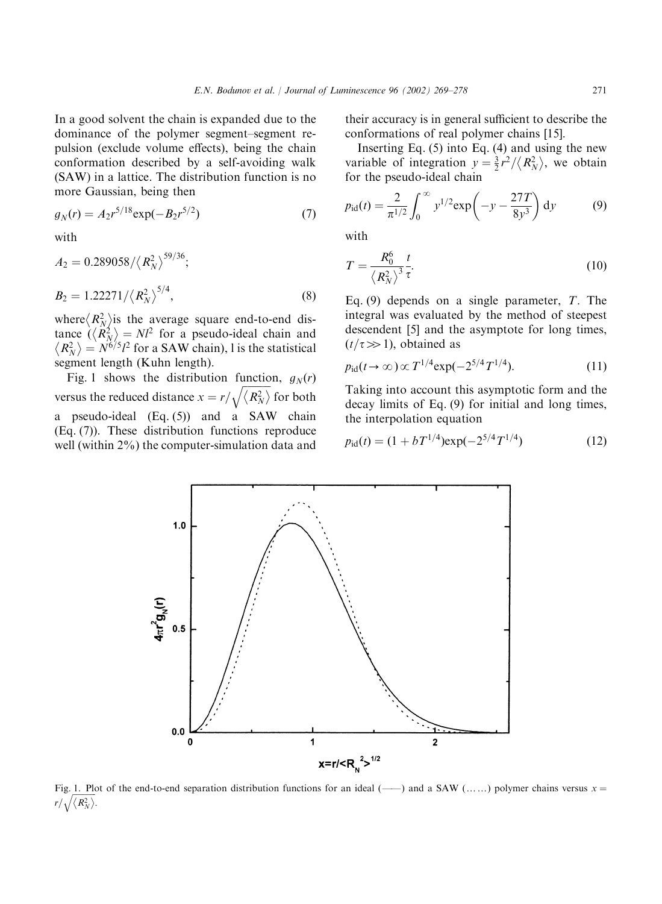In a good solvent the chain is expanded due to the dominance of the polymer segment–segment repulsion (exclude volume effects), being the chain conformation described by a self-avoiding walk (SAW) in a lattice. The distribution function is no more Gaussian, being then

$$g_N(r) = A_2 r^{5/18} \exp(-B_2 r^{5/2}) \tag{7}$$

with

$$A_2 = 0.289058/\left\langle R_N^2 \right\rangle^{59/36};$$

$$B_2 = 1.22271/\left\langle R_N^2 \right\rangle^{5/4}, \tag{8}$$

where $\left\langle R_N^2 \right\rangle$ is the average square end-to-end distance ($\left\langle R_N^2 \right\rangle = Nl^2$ for a pseudo-ideal chain and $\left\langle R_N^2 \right\rangle = N^{6/5} l^2$ for a SAW chain), l is the statistical segment length (Kuhn length).

Fig. 1 shows the distribution function, $g_N(r)$ versus the reduced distance $x = r/\sqrt{\left\langle R_N^2 \right\rangle}$ for both a pseudo-ideal (Eq. (5)) and a SAW chain (Eq. (7)). These distribution functions reproduce well (within 2%) the computer-simulation data and their accuracy is in general sufficient to describe the conformations of real polymer chains [15].

Inserting Eq. (5) into Eq. (4) and using the new variable of integration $y = \frac{3}{2} r^2 / \left\langle R_N^2 \right\rangle$, we obtain for the pseudo-ideal chain

$$p_{\mathrm{id}}(t) = \frac{2}{\pi^{1/2}} \int_0^\infty y^{1/2} \exp\left(-y - \frac{27T}{8y^3}\right) \mathrm{d}y \tag{9}$$

with

$$T = \frac{R_0^6}{\left\langle R_N^2 \right\rangle^3} \frac{t}{\tau}. \tag{10}$$

Eq. (9) depends on a single parameter, $T$. The integral was evaluated by the method of steepest descendent [5] and the asymptote for long times, $(t/\tau \gg 1)$, obtained as

$$p_{\mathrm{id}}(t \to \infty) \propto T^{1/4} \exp(-2^{5/4} T^{1/4}). \tag{11}$$

Taking into account this asymptotic form and the decay limits of Eq. (9) for initial and long times, the interpolation equation

$$p_{\mathrm{id}}(t) = (1 + bT^{1/4}) \exp(-2^{5/4} T^{1/4}) \tag{12}$$

Fig. 1. Plot of the end-to-end separation distribution functions for an ideal (——) and a SAW (……) polymer chains versus $x = r/\sqrt{\left\langle R_N^2 \right\rangle}$.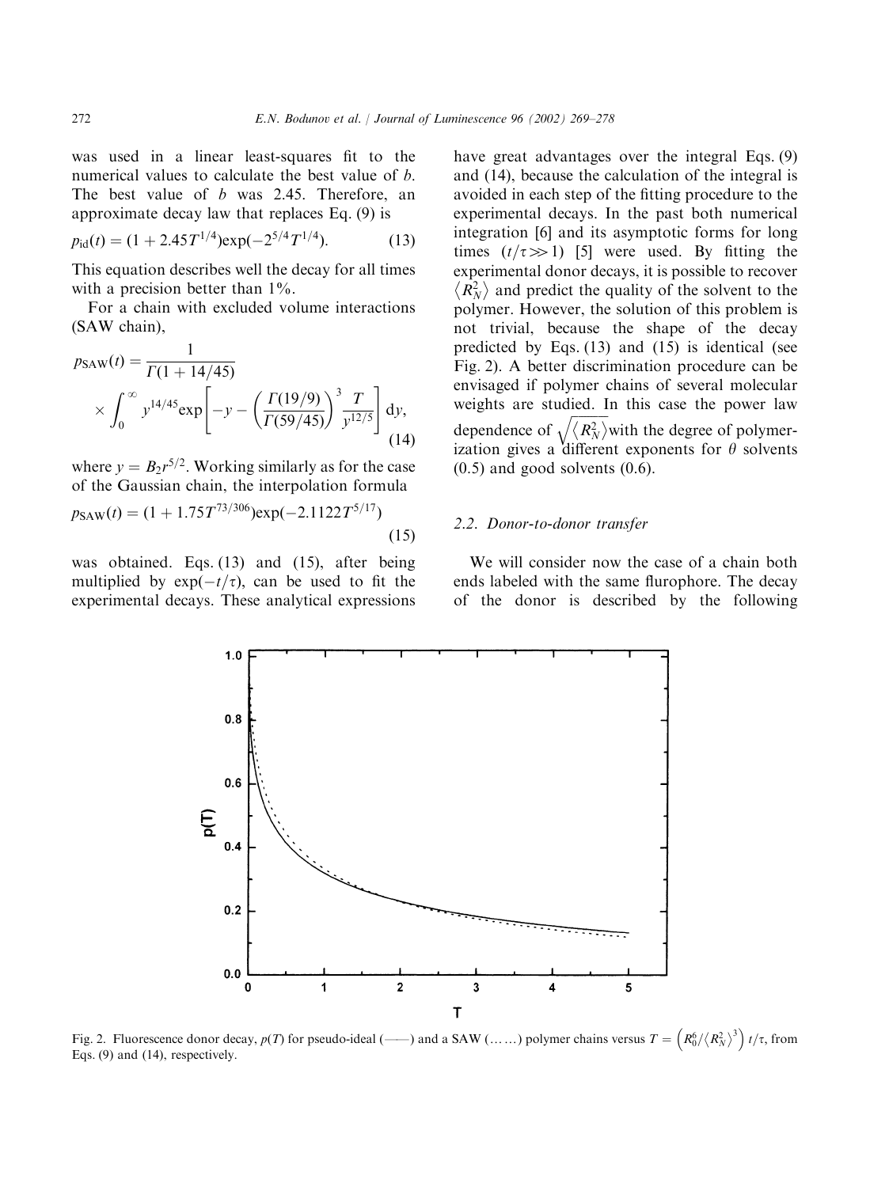was used in a linear least-squares fit to the numerical values to calculate the best value of $b$. The best value of $b$ was 2.45. Therefore, an approximate decay law that replaces Eq. (9) is

$$p_{\mathrm{id}}(t) = (1 + 2.45T^{1/4})\exp(-2^{5/4}T^{1/4}). \tag{13}$$

This equation describes well the decay for all times with a precision better than 1%.

For a chain with excluded volume interactions (SAW chain),

$$p_{\mathrm{SAW}}(t) = \frac{1}{\Gamma(1+14/45)} \times \int_0^\infty y^{14/45}\exp\left[-y - \left(\frac{\Gamma(19/9)}{\Gamma(59/45)}\right)^3 \frac{T}{y^{12/5}}\right]\mathrm{d}y, \tag{14}$$

where $y = B_2 r^{5/2}$. Working similarly as for the case of the Gaussian chain, the interpolation formula

$$p_{\mathrm{SAW}}(t) = (1 + 1.75T^{73/306})\exp(-2.1122T^{5/17}) \tag{15}$$

was obtained. Eqs. (13) and (15), after being multiplied by $\exp(-t/\tau)$, can be used to fit the experimental decays. These analytical expressions have great advantages over the integral Eqs. (9) and (14), because the calculation of the integral is avoided in each step of the fitting procedure to the experimental decays. In the past both numerical integration [6] and its asymptotic forms for long times ($t/\tau \gg 1$) [5] were used. By fitting the experimental donor decays, it is possible to recover $\langle R_N^2 \rangle$ and predict the quality of the solvent to the polymer. However, the solution of this problem is not trivial, because the shape of the decay predicted by Eqs. (13) and (15) is identical (see Fig. 2). A better discrimination procedure can be envisaged if polymer chains of several molecular weights are studied. In this case the power law dependence of $\sqrt{\langle R_N^2 \rangle}$ with the degree of polymerization gives a different exponents for $\theta$ solvents (0.5) and good solvents (0.6).

### 2.2. Donor-to-donor transfer

We will consider now the case of a chain both ends labeled with the same flurophore. The decay of the donor is described by the following

Fig. 2. Fluorescence donor decay, $p(T)$ for pseudo-ideal (——) and a SAW (……) polymer chains versus $T = \left(R_0^6/\langle R_N^2 \rangle^3\right) t/\tau$, from Eqs. (9) and (14), respectively.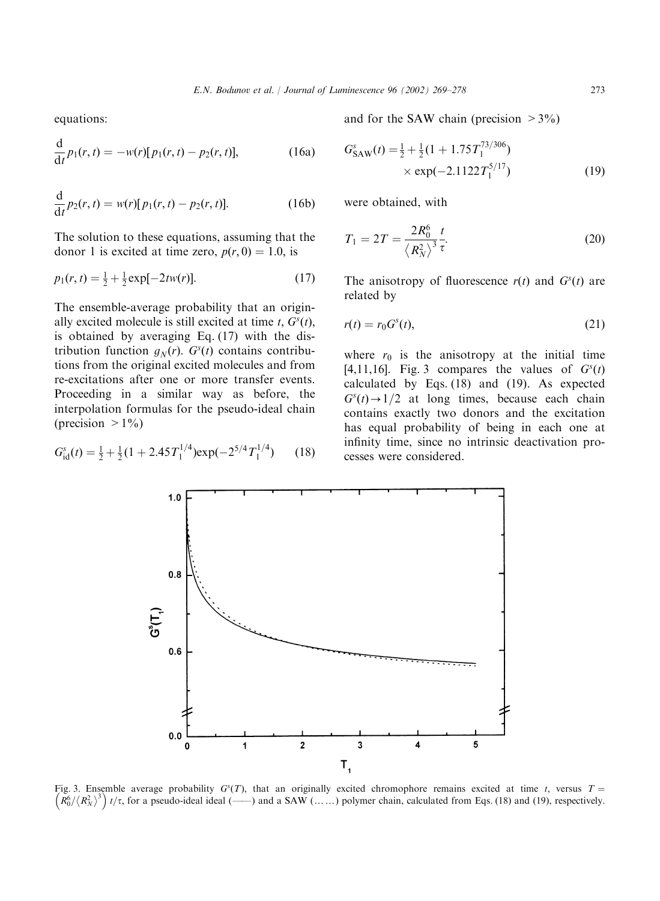equations:

$$\frac{d}{dt}p_1(r,t) = -w(r)[p_1(r,t) - p_2(r,t)], \quad (16a)$$

$$\frac{d}{dt}p_2(r,t) = w(r)[p_1(r,t) - p_2(r,t)]. \quad (16b)$$

The solution to these equations, assuming that the donor 1 is excited at time zero, $p(r,0) = 1.0$, is

$$p_1(r,t) = \tfrac{1}{2} + \tfrac{1}{2}\exp[-2tw(r)]. \quad (17)$$

The ensemble-average probability that an originally excited molecule is still excited at time $t$, $G^s(t)$, is obtained by averaging Eq. (17) with the distribution function $g_N(r)$. $G^s(t)$ contains contributions from the original excited molecules and from re-excitations after one or more transfer events. Proceeding in a similar way as before, the interpolation formulas for the pseudo-ideal chain (precision $>1\%$)

$$G^s_{\rm id}(t) = \tfrac{1}{2} + \tfrac{1}{2}(1 + 2.45T_1^{1/4})\exp(-2^{5/4}T_1^{1/4}) \quad (18)$$

and for the SAW chain (precision $>3\%$)

$$G^s_{\rm SAW}(t) = \tfrac{1}{2} + \tfrac{1}{2}(1 + 1.75T_1^{73/306}) \times \exp(-2.1122T_1^{5/17}) \quad (19)$$

were obtained, with

$$T_1 = 2T = \frac{2R_0^6}{\left\langle R_N^2 \right\rangle^3}\frac{t}{\tau}. \quad (20)$$

The anisotropy of fluorescence $r(t)$ and $G^s(t)$ are related by

$$r(t) = r_0 G^s(t), \quad (21)$$

where $r_0$ is the anisotropy at the initial time [4,11,16]. Fig. 3 compares the values of $G^s(t)$ calculated by Eqs. (18) and (19). As expected $G^s(t) \to 1/2$ at long times, because each chain contains exactly two donors and the excitation has equal probability of being in each one at infinity time, since no intrinsic deactivation processes were considered.

Fig. 3. Ensemble average probability $G^s(T)$, that an originally excited chromophore remains excited at time $t$, versus $T = \left(R_0^6/\left\langle R_N^2\right\rangle^3\right) t/\tau$, for a pseudo-ideal ideal (——) and a SAW (……) polymer chain, calculated from Eqs. (18) and (19), respectively.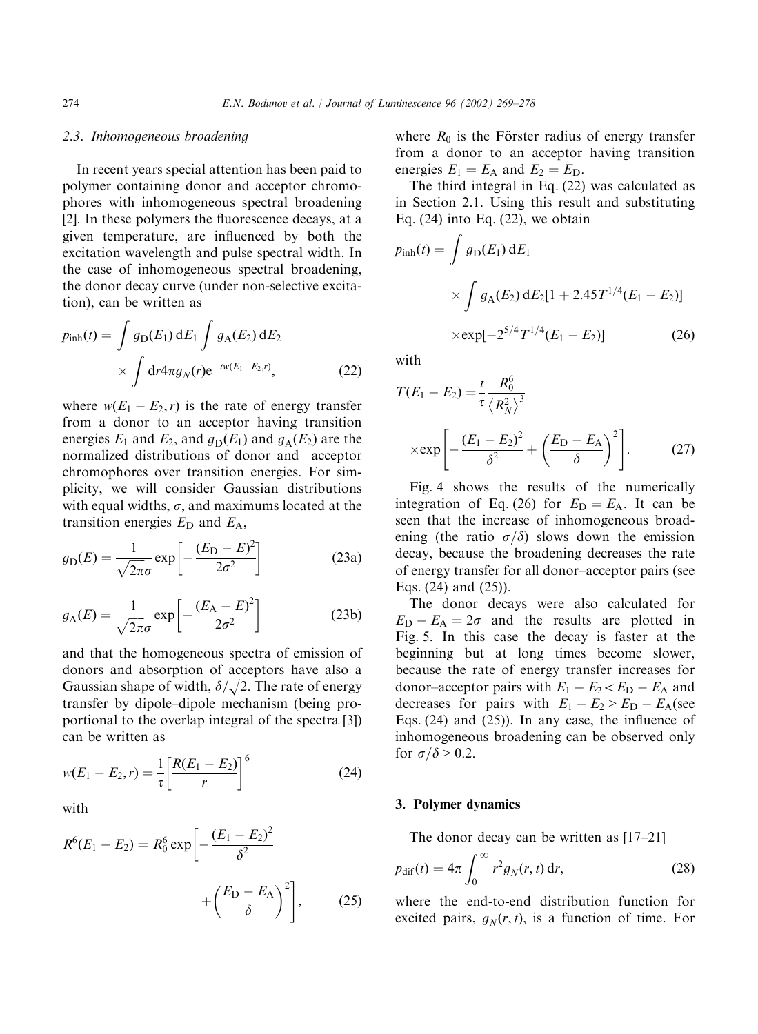### 2.3. Inhomogeneous broadening

In recent years special attention has been paid to polymer containing donor and acceptor chromophores with inhomogeneous spectral broadening [2]. In these polymers the fluorescence decays, at a given temperature, are influenced by both the excitation wavelength and pulse spectral width. In the case of inhomogeneous spectral broadening, the donor decay curve (under non-selective excitation), can be written as

$$p_{\mathrm{inh}}(t) = \int g_{\mathrm{D}}(E_1)\,\mathrm{d}E_1 \int g_{\mathrm{A}}(E_2)\,\mathrm{d}E_2 \times \int \mathrm{d}r 4\pi g_N(r) \mathrm{e}^{-tw(E_1-E_2,r)}, \tag{22}$$

where $w(E_1 - E_2, r)$ is the rate of energy transfer from a donor to an acceptor having transition energies $E_1$ and $E_2$, and $g_{\mathrm{D}}(E_1)$ and $g_{\mathrm{A}}(E_2)$ are the normalized distributions of donor and acceptor chromophores over transition energies. For simplicity, we will consider Gaussian distributions with equal widths, $\sigma$, and maximums located at the transition energies $E_{\mathrm{D}}$ and $E_{\mathrm{A}}$,

$$g_{\mathrm{D}}(E) = \frac{1}{\sqrt{2\pi}\sigma} \exp\left[-\frac{(E_{\mathrm{D}} - E)^2}{2\sigma^2}\right] \tag{23a}$$

$$g_{\mathrm{A}}(E) = \frac{1}{\sqrt{2\pi}\sigma} \exp\left[-\frac{(E_{\mathrm{A}} - E)^2}{2\sigma^2}\right] \tag{23b}$$

and that the homogeneous spectra of emission of donors and absorption of acceptors have also a Gaussian shape of width, $\delta/\sqrt{2}$. The rate of energy transfer by dipole–dipole mechanism (being proportional to the overlap integral of the spectra [3]) can be written as

$$w(E_1 - E_2, r) = \frac{1}{\tau}\left[\frac{R(E_1 - E_2)}{r}\right]^6 \tag{24}$$

with

$$R^6(E_1 - E_2) = R_0^6 \exp\left[-\frac{(E_1 - E_2)^2}{\delta^2} + \left(\frac{E_{\mathrm{D}} - E_{\mathrm{A}}}{\delta}\right)^2\right], \tag{25}$$

where $R_0$ is the Förster radius of energy transfer from a donor to an acceptor having transition energies $E_1 = E_{\mathrm{A}}$ and $E_2 = E_{\mathrm{D}}$.

The third integral in Eq. (22) was calculated as in Section 2.1. Using this result and substituting Eq. (24) into Eq. (22), we obtain

$$p_{\mathrm{inh}}(t) = \int g_{\mathrm{D}}(E_1)\,\mathrm{d}E_1 \times \int g_{\mathrm{A}}(E_2)\,\mathrm{d}E_2 [1 + 2.45 T^{1/4}(E_1 - E_2)] \times \exp[-2^{5/4} T^{1/4}(E_1 - E_2)] \tag{26}$$

with

$$T(E_1 - E_2) = \frac{t}{\tau} \frac{R_0^6}{\left\langle R_N^2 \right\rangle^3} \times \exp\left[-\frac{(E_1 - E_2)^2}{\delta^2} + \left(\frac{E_{\mathrm{D}} - E_{\mathrm{A}}}{\delta}\right)^2\right]. \tag{27}$$

Fig. 4 shows the results of the numerically integration of Eq. (26) for $E_{\mathrm{D}} = E_{\mathrm{A}}$. It can be seen that the increase of inhomogeneous broadening (the ratio $\sigma/\delta$) slows down the emission decay, because the broadening decreases the rate of energy transfer for all donor–acceptor pairs (see Eqs. (24) and (25)).

The donor decays were also calculated for $E_{\mathrm{D}} - E_{\mathrm{A}} = 2\sigma$ and the results are plotted in Fig. 5. In this case the decay is faster at the beginning but at long times become slower, because the rate of energy transfer increases for donor–acceptor pairs with $E_1 - E_2 < E_{\mathrm{D}} - E_{\mathrm{A}}$ and decreases for pairs with $E_1 - E_2 > E_{\mathrm{D}} - E_{\mathrm{A}}$(see Eqs. (24) and (25)). In any case, the influence of inhomogeneous broadening can be observed only for $\sigma/\delta > 0.2$.

## 3. Polymer dynamics

The donor decay can be written as [17–21]

$$p_{\mathrm{dif}}(t) = 4\pi \int_0^\infty r^2 g_N(r, t)\,\mathrm{d}r, \tag{28}$$

where the end-to-end distribution function for excited pairs, $g_N(r, t)$, is a function of time. For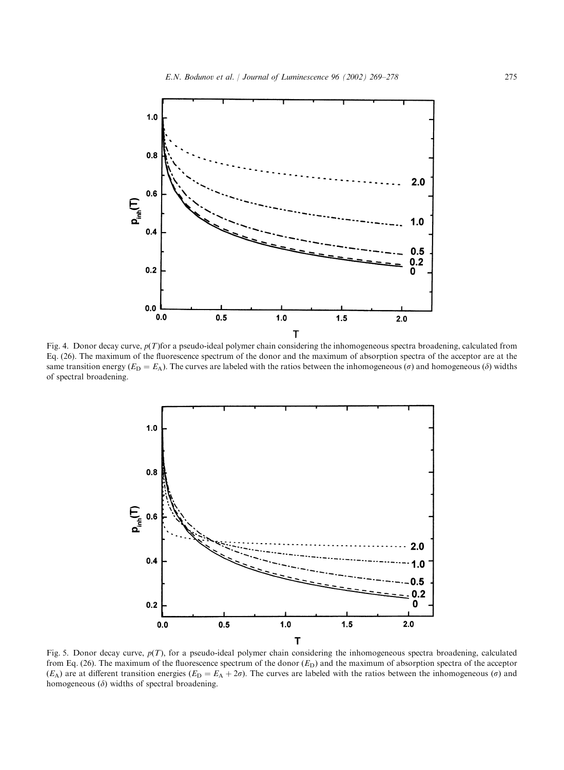Fig. 4. Donor decay curve, $p(T)$for a pseudo-ideal polymer chain considering the inhomogeneous spectra broadening, calculated from Eq. (26). The maximum of the fluorescence spectrum of the donor and the maximum of absorption spectra of the acceptor are at the same transition energy ($E_D = E_A$). The curves are labeled with the ratios between the inhomogeneous ($\sigma$) and homogeneous ($\delta$) widths of spectral broadening.

Fig. 5. Donor decay curve, $p(T)$, for a pseudo-ideal polymer chain considering the inhomogeneous spectra broadening, calculated from Eq. (26). The maximum of the fluorescence spectrum of the donor ($E_D$) and the maximum of absorption spectra of the acceptor ($E_A$) are at different transition energies ($E_D = E_A + 2\sigma$). The curves are labeled with the ratios between the inhomogeneous ($\sigma$) and homogeneous ($\delta$) widths of spectral broadening.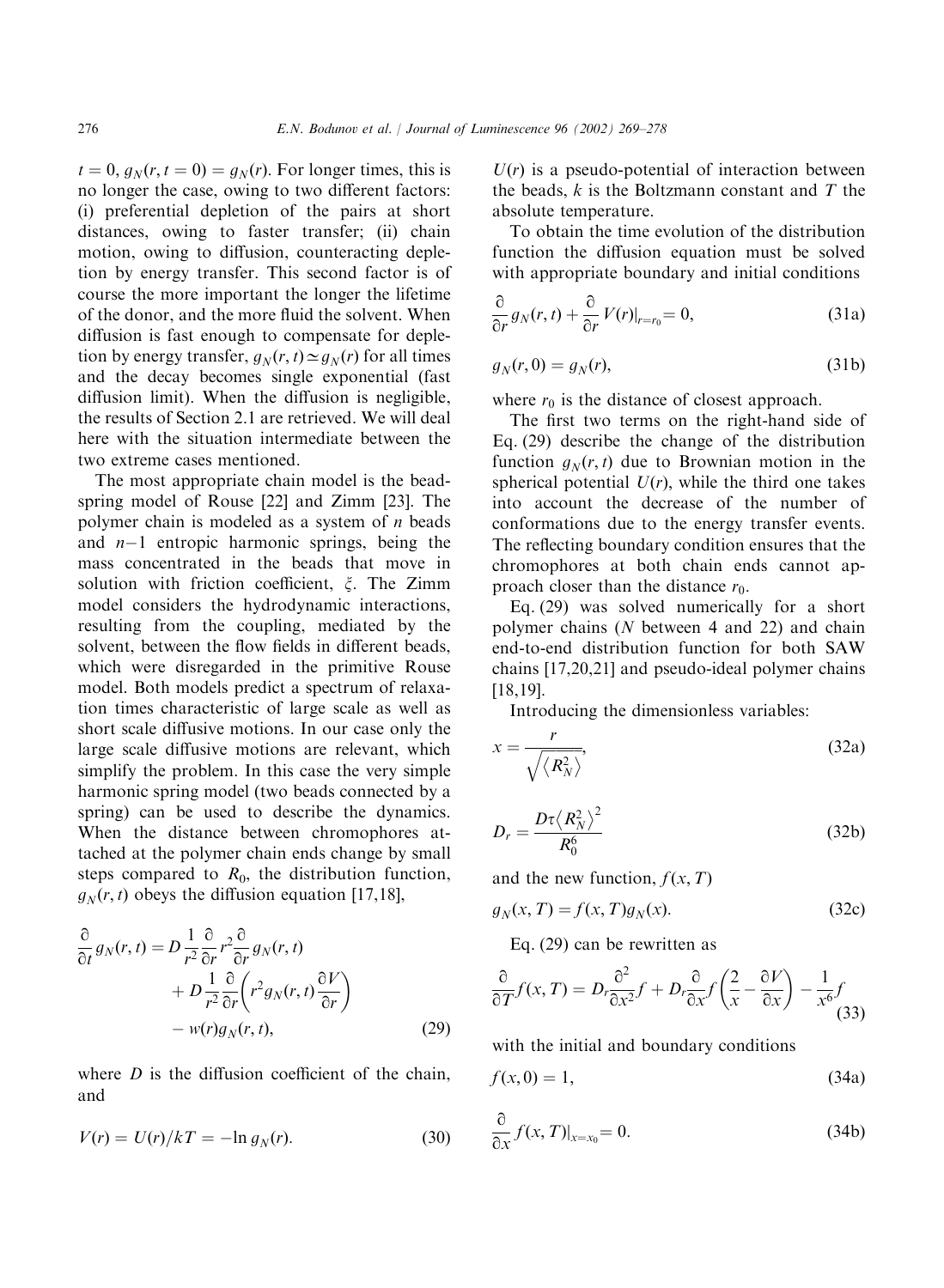$t = 0$, $g_N(r, t = 0) = g_N(r)$. For longer times, this is no longer the case, owing to two different factors: (i) preferential depletion of the pairs at short distances, owing to faster transfer; (ii) chain motion, owing to diffusion, counteracting depletion by energy transfer. This second factor is of course the more important the longer the lifetime of the donor, and the more fluid the solvent. When diffusion is fast enough to compensate for depletion by energy transfer, $g_N(r, t) \simeq g_N(r)$ for all times and the decay becomes single exponential (fast diffusion limit). When the diffusion is negligible, the results of Section 2.1 are retrieved. We will deal here with the situation intermediate between the two extreme cases mentioned.

The most appropriate chain model is the bead-spring model of Rouse [22] and Zimm [23]. The polymer chain is modeled as a system of $n$ beads and $n-1$ entropic harmonic springs, being the mass concentrated in the beads that move in solution with friction coefficient, $\xi$. The Zimm model considers the hydrodynamic interactions, resulting from the coupling, mediated by the solvent, between the flow fields in different beads, which were disregarded in the primitive Rouse model. Both models predict a spectrum of relaxation times characteristic of large scale as well as short scale diffusive motions. In our case only the large scale diffusive motions are relevant, which simplify the problem. In this case the very simple harmonic spring model (two beads connected by a spring) can be used to describe the dynamics. When the distance between chromophores attached at the polymer chain ends change by small steps compared to $R_0$, the distribution function, $g_N(r, t)$ obeys the diffusion equation [17,18],

$$\frac{\partial}{\partial t} g_N(r, t) = D \frac{1}{r^2} \frac{\partial}{\partial r} r^2 \frac{\partial}{\partial r} g_N(r, t) + D \frac{1}{r^2} \frac{\partial}{\partial r}\left( r^2 g_N(r, t) \frac{\partial V}{\partial r}\right) - w(r) g_N(r, t), \tag{29}$$

where $D$ is the diffusion coefficient of the chain, and

$$V(r) = U(r)/kT = -\ln g_N(r). \tag{30}$$

$U(r)$ is a pseudo-potential of interaction between the beads, $k$ is the Boltzmann constant and $T$ the absolute temperature.

To obtain the time evolution of the distribution function the diffusion equation must be solved with appropriate boundary and initial conditions

$$\frac{\partial}{\partial r} g_N(r, t) + \frac{\partial}{\partial r} V(r)\Big|_{r=r_0} = 0, \tag{31a}$$

$$g_N(r, 0) = g_N(r), \tag{31b}$$

where $r_0$ is the distance of closest approach.

The first two terms on the right-hand side of Eq. (29) describe the change of the distribution function $g_N(r, t)$ due to Brownian motion in the spherical potential $U(r)$, while the third one takes into account the decrease of the number of conformations due to the energy transfer events. The reflecting boundary condition ensures that the chromophores at both chain ends cannot approach closer than the distance $r_0$.

Eq. (29) was solved numerically for a short polymer chains ($N$ between 4 and 22) and chain end-to-end distribution function for both SAW chains [17,20,21] and pseudo-ideal polymer chains [18,19].

Introducing the dimensionless variables:

$$x = \frac{r}{\sqrt{\langle R_N^2 \rangle}}, \tag{32a}$$

$$D_r = \frac{D\tau \langle R_N^2 \rangle^2}{R_0^6} \tag{32b}$$

and the new function, $f(x, T)$

$$g_N(x, T) = f(x, T) g_N(x). \tag{32c}$$

Eq. (29) can be rewritten as

$$\frac{\partial}{\partial T} f(x, T) = D_r \frac{\partial^2}{\partial x^2} f + D_r \frac{\partial}{\partial x} f \left( \frac{2}{x} - \frac{\partial V}{\partial x} \right) - \frac{1}{x^6} f \tag{33}$$

with the initial and boundary conditions

$$f(x, 0) = 1, \tag{34a}$$

$$\frac{\partial}{\partial x} f(x, T)\Big|_{x=x_0} = 0. \tag{34b}$$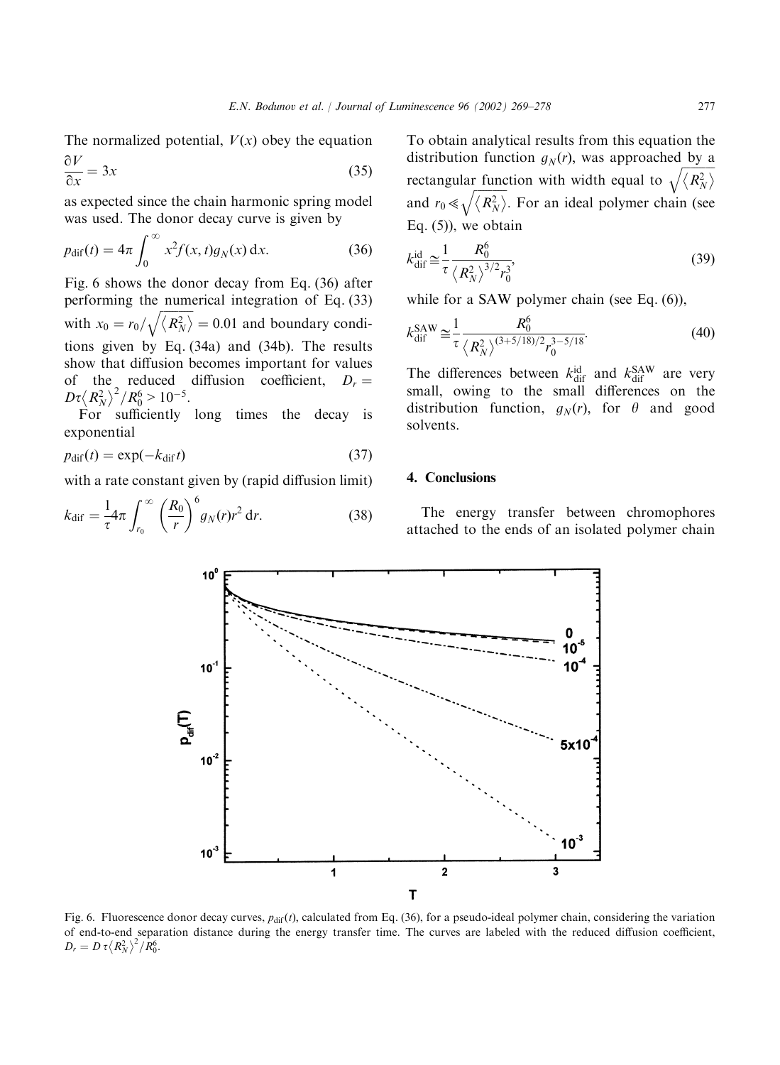The normalized potential, $V(x)$ obey the equation

$$\frac{\partial V}{\partial x} = 3x \tag{35}$$

as expected since the chain harmonic spring model was used. The donor decay curve is given by

$$p_{\text{dif}}(t) = 4\pi \int_0^\infty x^2 f(x,t) g_N(x)\, \mathrm{d}x. \tag{36}$$

Fig. 6 shows the donor decay from Eq. (36) after performing the numerical integration of Eq. (33) with $x_0 = r_0/\sqrt{\langle R_N^2 \rangle} = 0.01$ and boundary conditions given by Eq. (34a) and (34b). The results show that diffusion becomes important for values of the reduced diffusion coefficient, $D_r = D\tau \langle R_N^2 \rangle^2 / R_0^6 > 10^{-5}$.

For sufficiently long times the decay is exponential

$$p_{\text{dif}}(t) = \exp(-k_{\text{dif}}\, t) \tag{37}$$

with a rate constant given by (rapid diffusion limit)

$$k_{\text{dif}} = \frac{1}{\tau} 4\pi \int_{r_0}^\infty \left(\frac{R_0}{r}\right)^6 g_N(r) r^2\, \mathrm{d}r. \tag{38}$$

To obtain analytical results from this equation the distribution function $g_N(r)$, was approached by a rectangular function with width equal to $\sqrt{\langle R_N^2 \rangle}$ and $r_0 \ll \sqrt{\langle R_N^2 \rangle}$. For an ideal polymer chain (see Eq. (5)), we obtain

$$k_{\text{dif}}^{\text{id}} \cong \frac{1}{\tau} \frac{R_0^6}{\langle R_N^2 \rangle^{3/2} r_0^3}, \tag{39}$$

while for a SAW polymer chain (see Eq. (6)),

$$k_{\text{dif}}^{\text{SAW}} \cong \frac{1}{\tau} \frac{R_0^6}{\langle R_N^2 \rangle^{(3+5/18)/2} r_0^{3-5/18}}. \tag{40}$$

The differences between $k_{\text{dif}}^{\text{id}}$ and $k_{\text{dif}}^{\text{SAW}}$ are very small, owing to the small differences on the distribution function, $g_N(r)$, for $\theta$ and good solvents.

## 4. Conclusions

The energy transfer between chromophores attached to the ends of an isolated polymer chain

Fig. 6. Fluorescence donor decay curves, $p_{\text{dif}}(t)$, calculated from Eq. (36), for a pseudo-ideal polymer chain, considering the variation of end-to-end separation distance during the energy transfer time. The curves are labeled with the reduced diffusion coefficient, $D_r = D\tau \langle R_N^2 \rangle^2 / R_0^6$.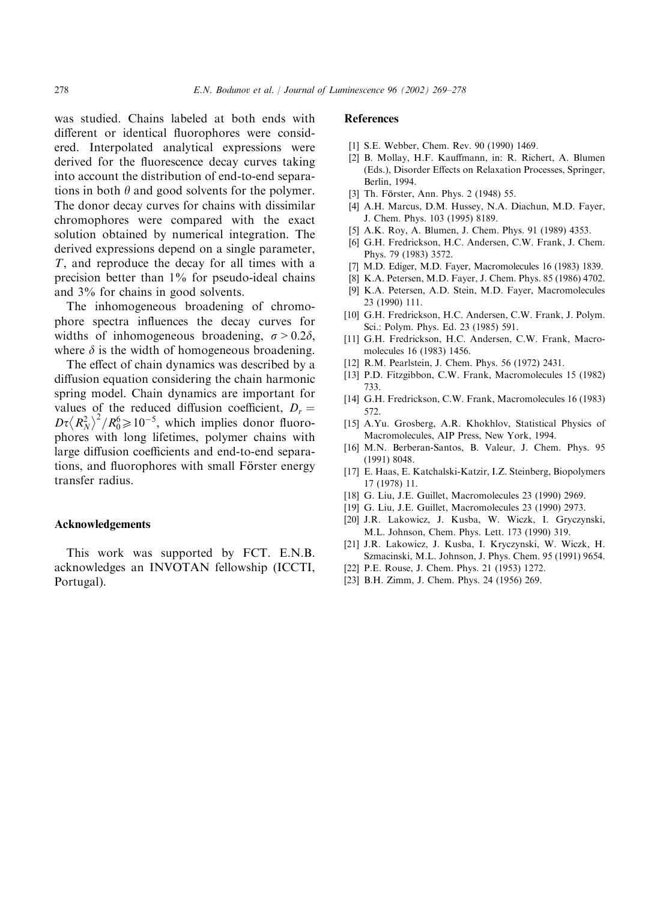was studied. Chains labeled at both ends with different or identical fluorophores were considered. Interpolated analytical expressions were derived for the fluorescence decay curves taking into account the distribution of end-to-end separations in both $\theta$ and good solvents for the polymer. The donor decay curves for chains with dissimilar chromophores were compared with the exact solution obtained by numerical integration. The derived expressions depend on a single parameter, $T$, and reproduce the decay for all times with a precision better than 1% for pseudo-ideal chains and 3% for chains in good solvents.

The inhomogeneous broadening of chromophore spectra influences the decay curves for widths of inhomogeneous broadening, $\sigma > 0.2\delta$, where $\delta$ is the width of homogeneous broadening.

The effect of chain dynamics was described by a diffusion equation considering the chain harmonic spring model. Chain dynamics are important for values of the reduced diffusion coefficient, $D_r = D\tau\langle R_N^2\rangle^2/R_0^6 \geqslant 10^{-5}$, which implies donor fluorophores with long lifetimes, polymer chains with large diffusion coefficients and end-to-end separations, and fluorophores with small Förster energy transfer radius.

## Acknowledgements

This work was supported by FCT. E.N.B. acknowledges an INVOTAN fellowship (ICCTI, Portugal).

## References

[1] S.E. Webber, Chem. Rev. 90 (1990) 1469.

[2] B. Mollay, H.F. Kauffmann, in: R. Richert, A. Blumen (Eds.), Disorder Effects on Relaxation Processes, Springer, Berlin, 1994.

[3] Th. Förster, Ann. Phys. 2 (1948) 55.

[4] A.H. Marcus, D.M. Hussey, N.A. Diachun, M.D. Fayer, J. Chem. Phys. 103 (1995) 8189.

[5] A.K. Roy, A. Blumen, J. Chem. Phys. 91 (1989) 4353.

[6] G.H. Fredrickson, H.C. Andersen, C.W. Frank, J. Chem. Phys. 79 (1983) 3572.

[7] M.D. Ediger, M.D. Fayer, Macromolecules 16 (1983) 1839.

[8] K.A. Petersen, M.D. Fayer, J. Chem. Phys. 85 (1986) 4702.

[9] K.A. Petersen, A.D. Stein, M.D. Fayer, Macromolecules 23 (1990) 111.

[10] G.H. Fredrickson, H.C. Andersen, C.W. Frank, J. Polym. Sci.: Polym. Phys. Ed. 23 (1985) 591.

[11] G.H. Fredrickson, H.C. Andersen, C.W. Frank, Macromolecules 16 (1983) 1456.

[12] R.M. Pearlstein, J. Chem. Phys. 56 (1972) 2431.

[13] P.D. Fitzgibbon, C.W. Frank, Macromolecules 15 (1982) 733.

[14] G.H. Fredrickson, C.W. Frank, Macromolecules 16 (1983) 572.

[15] A.Yu. Grosberg, A.R. Khokhlov, Statistical Physics of Macromolecules, AIP Press, New York, 1994.

[16] M.N. Berberan-Santos, B. Valeur, J. Chem. Phys. 95 (1991) 8048.

[17] E. Haas, E. Katchalski-Katzir, I.Z. Steinberg, Biopolymers 17 (1978) 11.

[18] G. Liu, J.E. Guillet, Macromolecules 23 (1990) 2969.

[19] G. Liu, J.E. Guillet, Macromolecules 23 (1990) 2973.

[20] J.R. Lakowicz, J. Kusba, W. Wiczk, I. Gryczynski, M.L. Johnson, Chem. Phys. Lett. 173 (1990) 319.

[21] J.R. Lakowicz, J. Kusba, I. Kryczynski, W. Wiczk, H. Szmacinski, M.L. Johnson, J. Phys. Chem. 95 (1991) 9654.

[22] P.E. Rouse, J. Chem. Phys. 21 (1953) 1272.

[23] B.H. Zimm, J. Chem. Phys. 24 (1956) 269.